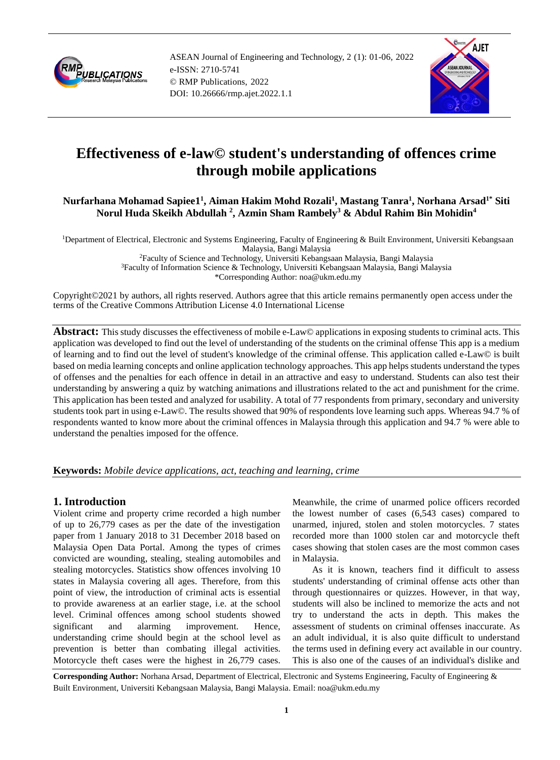# Effectiveness of e-law© student's understanding of offences crime through mobile applications

**Nurfarhana Mohamad Sapiee1[1], Aiman Hakim Mohd Rozali[1], Mastang Tanra[1], Norhana Arsad[1*] Siti Norul Huda Skeikh Abdullah [2], Azmin Sham Rambely[3] & Abdul Rahim Bin Mohidin[4]**

[1]Department of Electrical, Electronic and Systems Engineering, Faculty of Engineering & Built Environment, Universiti Kebangsaan Malaysia, Bangi Malaysia
[2]Faculty of Science and Technology, Universiti Kebangsaan Malaysia, Bangi Malaysia
[3]Faculty of Information Science & Technology, Universiti Kebangsaan Malaysia, Bangi Malaysia
*Corresponding Author: noa@ukm.edu.my

Copyright©2021 by authors, all rights reserved. Authors agree that this article remains permanently open access under the terms of the Creative Commons Attribution License 4.0 International License

**Abstract:** This study discusses the effectiveness of mobile e-Law© applications in exposing students to criminal acts. This application was developed to find out the level of understanding of the students on the criminal offense This app is a medium of learning and to find out the level of student's knowledge of the criminal offense. This application called e-Law© is built based on media learning concepts and online application technology approaches. This app helps students understand the types of offenses and the penalties for each offence in detail in an attractive and easy to understand. Students can also test their understanding by answering a quiz by watching animations and illustrations related to the act and punishment for the crime. This application has been tested and analyzed for usability. A total of 77 respondents from primary, secondary and university students took part in using e-Law©. The results showed that 90% of respondents love learning such apps. Whereas 94.7 % of respondents wanted to know more about the criminal offences in Malaysia through this application and 94.7 % were able to understand the penalties imposed for the offence.

**Keywords:** *Mobile device applications, act, teaching and learning, crime*

## 1. Introduction

Violent crime and property crime recorded a high number of up to 26,779 cases as per the date of the investigation paper from 1 January 2018 to 31 December 2018 based on Malaysia Open Data Portal. Among the types of crimes convicted are wounding, stealing, stealing automobiles and stealing motorcycles. Statistics show offences involving 10 states in Malaysia covering all ages. Therefore, from this point of view, the introduction of criminal acts is essential to provide awareness at an earlier stage, i.e. at the school level. Criminal offences among school students showed significant and alarming improvement. Hence, understanding crime should begin at the school level as prevention is better than combating illegal activities. Motorcycle theft cases were the highest in 26,779 cases. Meanwhile, the crime of unarmed police officers recorded the lowest number of cases (6,543 cases) compared to unarmed, injured, stolen and stolen motorcycles. 7 states recorded more than 1000 stolen car and motorcycle theft cases showing that stolen cases are the most common cases in Malaysia.

As it is known, teachers find it difficult to assess students' understanding of criminal offense acts other than through questionnaires or quizzes. However, in that way, students will also be inclined to memorize the acts and not try to understand the acts in depth. This makes the assessment of students on criminal offenses inaccurate. As an adult individual, it is also quite difficult to understand the terms used in defining every act available in our country. This is also one of the causes of an individual's dislike and

**Corresponding Author:** Norhana Arsad, Department of Electrical, Electronic and Systems Engineering, Faculty of Engineering & Built Environment, Universiti Kebangsaan Malaysia, Bangi Malaysia. Email: noa@ukm.edu.my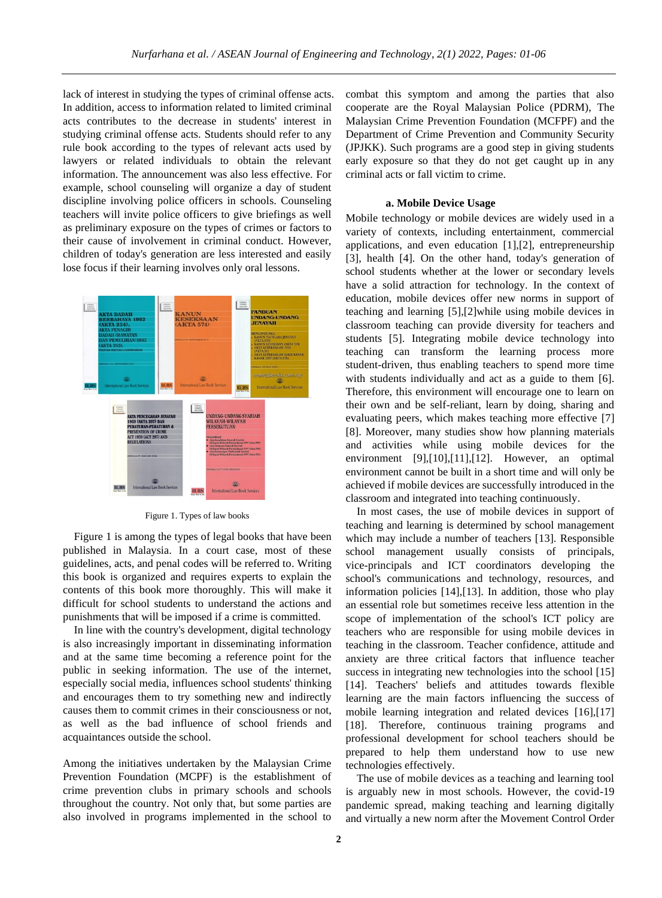lack of interest in studying the types of criminal offense acts. In addition, access to information related to limited criminal acts contributes to the decrease in students' interest in studying criminal offense acts. Students should refer to any rule book according to the types of relevant acts used by lawyers or related individuals to obtain the relevant information. The announcement was also less effective. For example, school counseling will organize a day of student discipline involving police officers in schools. Counseling teachers will invite police officers to give briefings as well as preliminary exposure on the types of crimes or factors to their cause of involvement in criminal conduct. However, children of today's generation are less interested and easily lose focus if their learning involves only oral lessons.

Figure 1. Types of law books

Figure 1 is among the types of legal books that have been published in Malaysia. In a court case, most of these guidelines, acts, and penal codes will be referred to. Writing this book is organized and requires experts to explain the contents of this book more thoroughly. This will make it difficult for school students to understand the actions and punishments that will be imposed if a crime is committed.

In line with the country's development, digital technology is also increasingly important in disseminating information and at the same time becoming a reference point for the public in seeking information. The use of the internet, especially social media, influences school students' thinking and encourages them to try something new and indirectly causes them to commit crimes in their consciousness or not, as well as the bad influence of school friends and acquaintances outside the school.

Among the initiatives undertaken by the Malaysian Crime Prevention Foundation (MCPF) is the establishment of crime prevention clubs in primary schools and schools throughout the country. Not only that, but some parties are also involved in programs implemented in the school to combat this symptom and among the parties that also cooperate are the Royal Malaysian Police (PDRM), The Malaysian Crime Prevention Foundation (MCFPF) and the Department of Crime Prevention and Community Security (JPJKK). Such programs are a good step in giving students early exposure so that they do not get caught up in any criminal acts or fall victim to crime.

### a. Mobile Device Usage

Mobile technology or mobile devices are widely used in a variety of contexts, including entertainment, commercial applications, and even education [1],[2], entrepreneurship [3], health [4]. On the other hand, today's generation of school students whether at the lower or secondary levels have a solid attraction for technology. In the context of education, mobile devices offer new norms in support of teaching and learning [5],[2]while using mobile devices in classroom teaching can provide diversity for teachers and students [5]. Integrating mobile device technology into teaching can transform the learning process more student-driven, thus enabling teachers to spend more time with students individually and act as a guide to them [6]. Therefore, this environment will encourage one to learn on their own and be self-reliant, learn by doing, sharing and evaluating peers, which makes teaching more effective [7] [8]. Moreover, many studies show how planning materials and activities while using mobile devices for the environment [9],[10],[11],[12]. However, an optimal environment cannot be built in a short time and will only be achieved if mobile devices are successfully introduced in the classroom and integrated into teaching continuously.

In most cases, the use of mobile devices in support of teaching and learning is determined by school management which may include a number of teachers [13]. Responsible school management usually consists of principals, vice-principals and ICT coordinators developing the school's communications and technology, resources, and information policies [14],[13]. In addition, those who play an essential role but sometimes receive less attention in the scope of implementation of the school's ICT policy are teachers who are responsible for using mobile devices in teaching in the classroom. Teacher confidence, attitude and anxiety are three critical factors that influence teacher success in integrating new technologies into the school [15] [14]. Teachers' beliefs and attitudes towards flexible learning are the main factors influencing the success of mobile learning integration and related devices [16],[17] [18]. Therefore, continuous training programs and professional development for school teachers should be prepared to help them understand how to use new technologies effectively.

The use of mobile devices as a teaching and learning tool is arguably new in most schools. However, the covid-19 pandemic spread, making teaching and learning digitally and virtually a new norm after the Movement Control Order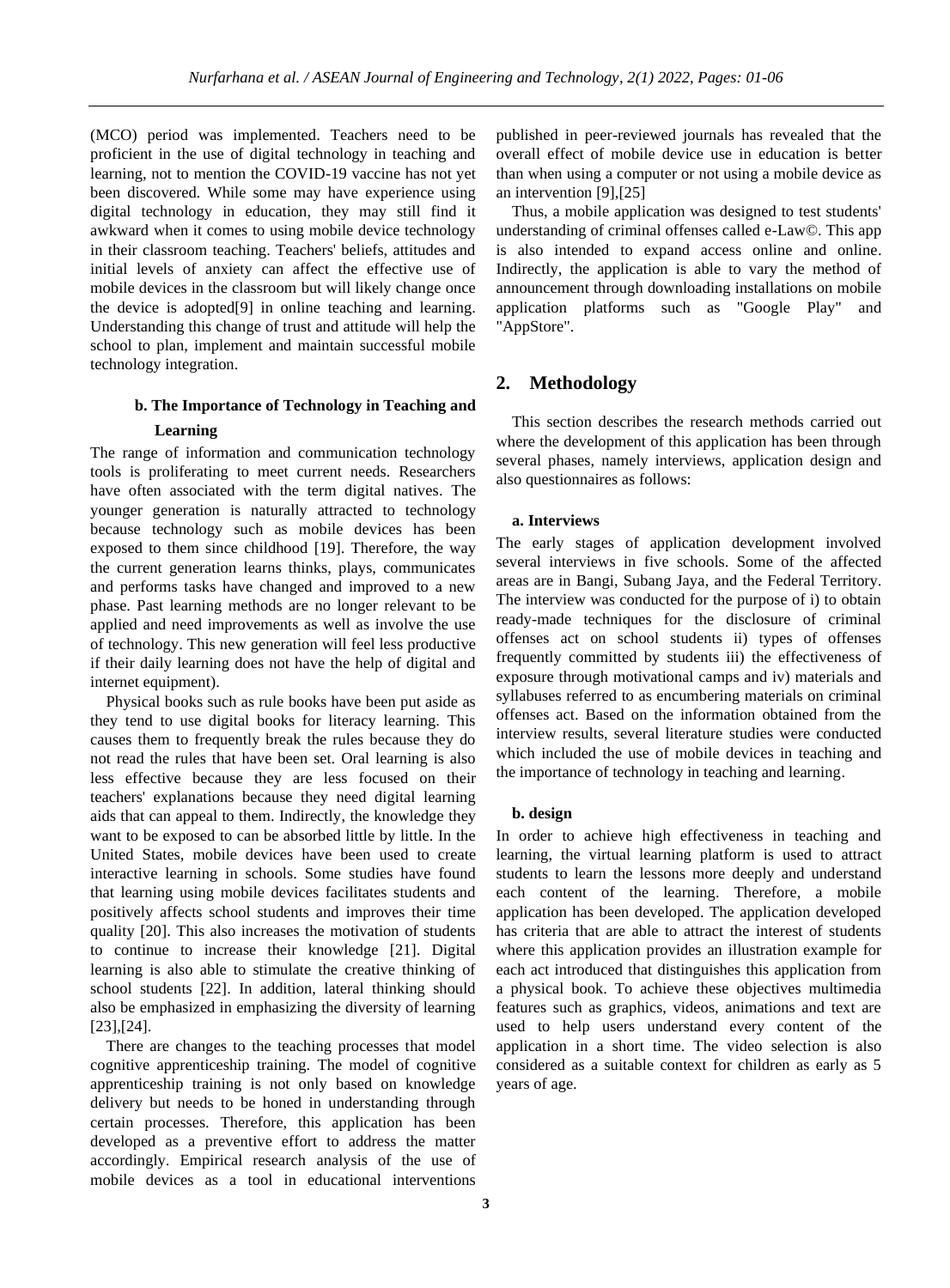(MCO) period was implemented. Teachers need to be proficient in the use of digital technology in teaching and learning, not to mention the COVID-19 vaccine has not yet been discovered. While some may have experience using digital technology in education, they may still find it awkward when it comes to using mobile device technology in their classroom teaching. Teachers' beliefs, attitudes and initial levels of anxiety can affect the effective use of mobile devices in the classroom but will likely change once the device is adopted[9] in online teaching and learning. Understanding this change of trust and attitude will help the school to plan, implement and maintain successful mobile technology integration.

### b. The Importance of Technology in Teaching and Learning

The range of information and communication technology tools is proliferating to meet current needs. Researchers have often associated with the term digital natives. The younger generation is naturally attracted to technology because technology such as mobile devices has been exposed to them since childhood [19]. Therefore, the way the current generation learns thinks, plays, communicates and performs tasks have changed and improved to a new phase. Past learning methods are no longer relevant to be applied and need improvements as well as involve the use of technology. This new generation will feel less productive if their daily learning does not have the help of digital and internet equipment).

Physical books such as rule books have been put aside as they tend to use digital books for literacy learning. This causes them to frequently break the rules because they do not read the rules that have been set. Oral learning is also less effective because they are less focused on their teachers' explanations because they need digital learning aids that can appeal to them. Indirectly, the knowledge they want to be exposed to can be absorbed little by little. In the United States, mobile devices have been used to create interactive learning in schools. Some studies have found that learning using mobile devices facilitates students and positively affects school students and improves their time quality [20]. This also increases the motivation of students to continue to increase their knowledge [21]. Digital learning is also able to stimulate the creative thinking of school students [22]. In addition, lateral thinking should also be emphasized in emphasizing the diversity of learning [23],[24].

There are changes to the teaching processes that model cognitive apprenticeship training. The model of cognitive apprenticeship training is not only based on knowledge delivery but needs to be honed in understanding through certain processes. Therefore, this application has been developed as a preventive effort to address the matter accordingly. Empirical research analysis of the use of mobile devices as a tool in educational interventions published in peer-reviewed journals has revealed that the overall effect of mobile device use in education is better than when using a computer or not using a mobile device as an intervention [9],[25]

Thus, a mobile application was designed to test students' understanding of criminal offenses called e-Law©. This app is also intended to expand access online and online. Indirectly, the application is able to vary the method of announcement through downloading installations on mobile application platforms such as "Google Play" and "AppStore".

## 2. Methodology

This section describes the research methods carried out where the development of this application has been through several phases, namely interviews, application design and also questionnaires as follows:

### a. Interviews

The early stages of application development involved several interviews in five schools. Some of the affected areas are in Bangi, Subang Jaya, and the Federal Territory. The interview was conducted for the purpose of i) to obtain ready-made techniques for the disclosure of criminal offenses act on school students ii) types of offenses frequently committed by students iii) the effectiveness of exposure through motivational camps and iv) materials and syllabuses referred to as encumbering materials on criminal offenses act. Based on the information obtained from the interview results, several literature studies were conducted which included the use of mobile devices in teaching and the importance of technology in teaching and learning.

### b. design

In order to achieve high effectiveness in teaching and learning, the virtual learning platform is used to attract students to learn the lessons more deeply and understand each content of the learning. Therefore, a mobile application has been developed. The application developed has criteria that are able to attract the interest of students where this application provides an illustration example for each act introduced that distinguishes this application from a physical book. To achieve these objectives multimedia features such as graphics, videos, animations and text are used to help users understand every content of the application in a short time. The video selection is also considered as a suitable context for children as early as 5 years of age.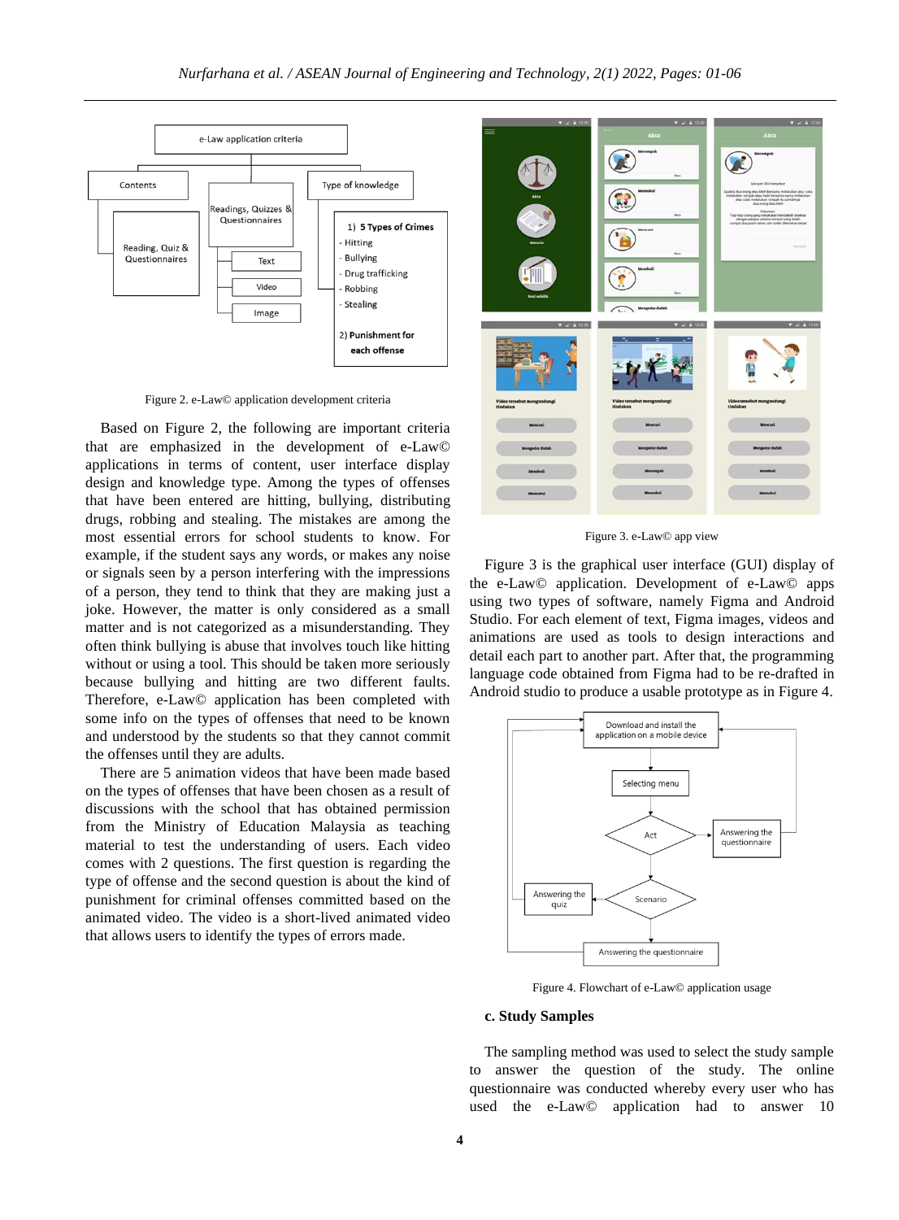Figure 2. e-Law© application development criteria

Based on Figure 2, the following are important criteria that are emphasized in the development of e-Law© applications in terms of content, user interface display design and knowledge type. Among the types of offenses that have been entered are hitting, bullying, distributing drugs, robbing and stealing. The mistakes are among the most essential errors for school students to know. For example, if the student says any words, or makes any noise or signals seen by a person interfering with the impressions of a person, they tend to think that they are making just a joke. However, the matter is only considered as a small matter and is not categorized as a misunderstanding. They often think bullying is abuse that involves touch like hitting without or using a tool. This should be taken more seriously because bullying and hitting are two different faults. Therefore, e-Law© application has been completed with some info on the types of offenses that need to be known and understood by the students so that they cannot commit the offenses until they are adults.

There are 5 animation videos that have been made based on the types of offenses that have been chosen as a result of discussions with the school that has obtained permission from the Ministry of Education Malaysia as teaching material to test the understanding of users. Each video comes with 2 questions. The first question is regarding the type of offense and the second question is about the kind of punishment for criminal offenses committed based on the animated video. The video is a short-lived animated video that allows users to identify the types of errors made.

Figure 3. e-Law© app view

Figure 3 is the graphical user interface (GUI) display of the e-Law© application. Development of e-Law© apps using two types of software, namely Figma and Android Studio. For each element of text, Figma images, videos and animations are used as tools to design interactions and detail each part to another part. After that, the programming language code obtained from Figma had to be re-drafted in Android studio to produce a usable prototype as in Figure 4.

Figure 4. Flowchart of e-Law© application usage

## c. Study Samples

The sampling method was used to select the study sample to answer the question of the study. The online questionnaire was conducted whereby every user who has used the e-Law© application had to answer 10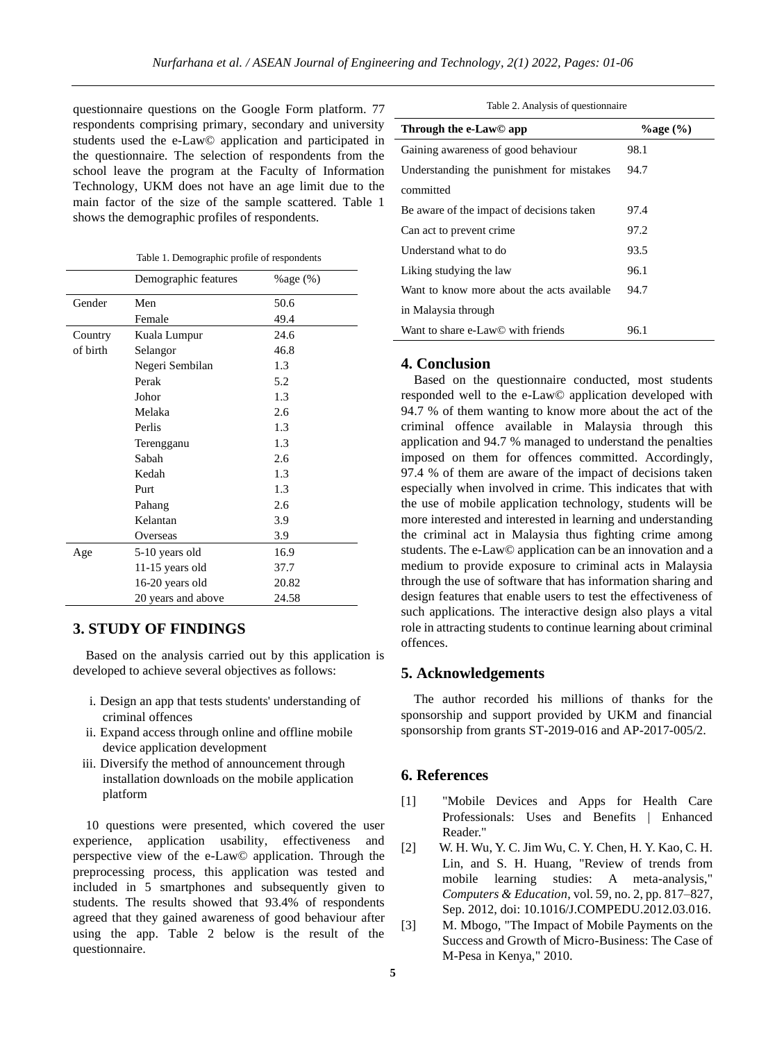questionnaire questions on the Google Form platform. 77 respondents comprising primary, secondary and university students used the e-Law© application and participated in the questionnaire. The selection of respondents from the school leave the program at the Faculty of Information Technology, UKM does not have an age limit due to the main factor of the size of the sample scattered. Table 1 shows the demographic profiles of respondents.

Table 1. Demographic profile of respondents

| | Demographic features | %age (%) |
|---|---|---|
| Gender | Men | 50.6 |
| | Female | 49.4 |
| Country of birth | Kuala Lumpur | 24.6 |
| | Selangor | 46.8 |
| | Negeri Sembilan | 1.3 |
| | Perak | 5.2 |
| | Johor | 1.3 |
| | Melaka | 2.6 |
| | Perlis | 1.3 |
| | Terengganu | 1.3 |
| | Sabah | 2.6 |
| | Kedah | 1.3 |
| | Purt | 1.3 |
| | Pahang | 2.6 |
| | Kelantan | 3.9 |
| | Overseas | 3.9 |
| Age | 5-10 years old | 16.9 |
| | 11-15 years old | 37.7 |
| | 16-20 years old | 20.82 |
| | 20 years and above | 24.58 |

## 3. STUDY OF FINDINGS

Based on the analysis carried out by this application is developed to achieve several objectives as follows:

i. Design an app that tests students' understanding of criminal offences
ii. Expand access through online and offline mobile device application development
iii. Diversify the method of announcement through installation downloads on the mobile application platform

10 questions were presented, which covered the user experience, application usability, effectiveness and perspective view of the e-Law© application. Through the preprocessing process, this application was tested and included in 5 smartphones and subsequently given to students. The results showed that 93.4% of respondents agreed that they gained awareness of good behaviour after using the app. Table 2 below is the result of the questionnaire.

Table 2. Analysis of questionnaire

| **Through the e-Law© app** | **%age (%)** |
|---|---|
| Gaining awareness of good behaviour | 98.1 |
| Understanding the punishment for mistakes committed | 94.7 |
| Be aware of the impact of decisions taken | 97.4 |
| Can act to prevent crime | 97.2 |
| Understand what to do | 93.5 |
| Liking studying the law | 96.1 |
| Want to know more about the acts available in Malaysia through | 94.7 |
| Want to share e-Law© with friends | 96.1 |

## 4. Conclusion

Based on the questionnaire conducted, most students responded well to the e-Law© application developed with 94.7 % of them wanting to know more about the act of the criminal offence available in Malaysia through this application and 94.7 % managed to understand the penalties imposed on them for offences committed. Accordingly, 97.4 % of them are aware of the impact of decisions taken especially when involved in crime. This indicates that with the use of mobile application technology, students will be more interested and interested in learning and understanding the criminal act in Malaysia thus fighting crime among students. The e-Law© application can be an innovation and a medium to provide exposure to criminal acts in Malaysia through the use of software that has information sharing and design features that enable users to test the effectiveness of such applications. The interactive design also plays a vital role in attracting students to continue learning about criminal offences.

## 5. Acknowledgements

The author recorded his millions of thanks for the sponsorship and support provided by UKM and financial sponsorship from grants ST-2019-016 and AP-2017-005/2.

## 6. References

[1] "Mobile Devices and Apps for Health Care Professionals: Uses and Benefits | Enhanced Reader."

[2] W. H. Wu, Y. C. Jim Wu, C. Y. Chen, H. Y. Kao, C. H. Lin, and S. H. Huang, "Review of trends from mobile learning studies: A meta-analysis," *Computers & Education*, vol. 59, no. 2, pp. 817–827, Sep. 2012, doi: 10.1016/J.COMPEDU.2012.03.016.

[3] M. Mbogo, "The Impact of Mobile Payments on the Success and Growth of Micro-Business: The Case of M-Pesa in Kenya," 2010.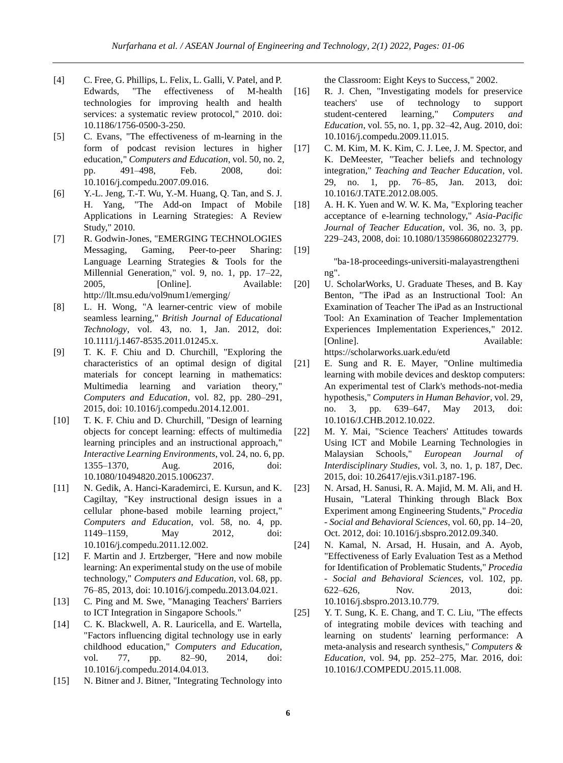[4] C. Free, G. Phillips, L. Felix, L. Galli, V. Patel, and P. Edwards, "The effectiveness of M-health technologies for improving health and health services: a systematic review protocol," 2010. doi: 10.1186/1756-0500-3-250.

[5] C. Evans, "The effectiveness of m-learning in the form of podcast revision lectures in higher education," *Computers and Education*, vol. 50, no. 2, pp. 491–498, Feb. 2008, doi: 10.1016/j.compedu.2007.09.016.

[6] Y.-L. Jeng, T.-T. Wu, Y.-M. Huang, Q. Tan, and S. J. H. Yang, "The Add-on Impact of Mobile Applications in Learning Strategies: A Review Study," 2010.

[7] R. Godwin-Jones, "EMERGING TECHNOLOGIES Messaging, Gaming, Peer-to-peer Sharing: Language Learning Strategies & Tools for the Millennial Generation," vol. 9, no. 1, pp. 17–22, 2005, [Online]. Available: http://llt.msu.edu/vol9num1/emerging/

[8] L. H. Wong, "A learner-centric view of mobile seamless learning," *British Journal of Educational Technology*, vol. 43, no. 1, Jan. 2012, doi: 10.1111/j.1467-8535.2011.01245.x.

[9] T. K. F. Chiu and D. Churchill, "Exploring the characteristics of an optimal design of digital materials for concept learning in mathematics: Multimedia learning and variation theory," *Computers and Education*, vol. 82, pp. 280–291, 2015, doi: 10.1016/j.compedu.2014.12.001.

[10] T. K. F. Chiu and D. Churchill, "Design of learning objects for concept learning: effects of multimedia learning principles and an instructional approach," *Interactive Learning Environments*, vol. 24, no. 6, pp. 1355–1370, Aug. 2016, doi: 10.1080/10494820.2015.1006237.

[11] N. Gedik, A. Hanci-Karademirci, E. Kursun, and K. Cagiltay, "Key instructional design issues in a cellular phone-based mobile learning project," *Computers and Education*, vol. 58, no. 4, pp. 1149–1159, May 2012, doi: 10.1016/j.compedu.2011.12.002.

[12] F. Martin and J. Ertzberger, "Here and now mobile learning: An experimental study on the use of mobile technology," *Computers and Education*, vol. 68, pp. 76–85, 2013, doi: 10.1016/j.compedu.2013.04.021.

[13] C. Ping and M. Swe, "Managing Teachers' Barriers to ICT Integration in Singapore Schools."

[14] C. K. Blackwell, A. R. Lauricella, and E. Wartella, "Factors influencing digital technology use in early childhood education," *Computers and Education*, vol. 77, pp. 82–90, 2014, doi: 10.1016/j.compedu.2014.04.013.

[15] N. Bitner and J. Bitner, "Integrating Technology into the Classroom: Eight Keys to Success," 2002.

[16] R. J. Chen, "Investigating models for preservice teachers' use of technology to support student-centered learning," *Computers and Education*, vol. 55, no. 1, pp. 32–42, Aug. 2010, doi: 10.1016/j.compedu.2009.11.015.

[17] C. M. Kim, M. K. Kim, C. J. Lee, J. M. Spector, and K. DeMeester, "Teacher beliefs and technology integration," *Teaching and Teacher Education*, vol. 29, no. 1, pp. 76–85, Jan. 2013, doi: 10.1016/J.TATE.2012.08.005.

[18] A. H. K. Yuen and W. W. K. Ma, "Exploring teacher acceptance of e-learning technology," *Asia-Pacific Journal of Teacher Education*, vol. 36, no. 3, pp. 229–243, 2008, doi: 10.1080/13598660802232779.

[19] "ba-18-proceedings-universiti-malayastrengtheni ng".

[20] U. ScholarWorks, U. Graduate Theses, and B. Kay Benton, "The iPad as an Instructional Tool: An Examination of Teacher The iPad as an Instructional Tool: An Examination of Teacher Implementation Experiences Implementation Experiences," 2012. [Online]. Available: https://scholarworks.uark.edu/etd

[21] E. Sung and R. E. Mayer, "Online multimedia learning with mobile devices and desktop computers: An experimental test of Clark's methods-not-media hypothesis," *Computers in Human Behavior*, vol. 29, no. 3, pp. 639–647, May 2013, doi: 10.1016/J.CHB.2012.10.022.

[22] M. Y. Mai, "Science Teachers' Attitudes towards Using ICT and Mobile Learning Technologies in Malaysian Schools," *European Journal of Interdisciplinary Studies*, vol. 3, no. 1, p. 187, Dec. 2015, doi: 10.26417/ejis.v3i1.p187-196.

[23] N. Arsad, H. Sanusi, R. A. Majid, M. M. Ali, and H. Husain, "Lateral Thinking through Black Box Experiment among Engineering Students," *Procedia - Social and Behavioral Sciences*, vol. 60, pp. 14–20, Oct. 2012, doi: 10.1016/j.sbspro.2012.09.340.

[24] N. Kamal, N. Arsad, H. Husain, and A. Ayob, "Effectiveness of Early Evaluation Test as a Method for Identification of Problematic Students," *Procedia - Social and Behavioral Sciences*, vol. 102, pp. 622–626, Nov. 2013, doi: 10.1016/j.sbspro.2013.10.779.

[25] Y. T. Sung, K. E. Chang, and T. C. Liu, "The effects of integrating mobile devices with teaching and learning on students' learning performance: A meta-analysis and research synthesis," *Computers & Education*, vol. 94, pp. 252–275, Mar. 2016, doi: 10.1016/J.COMPEDU.2015.11.008.